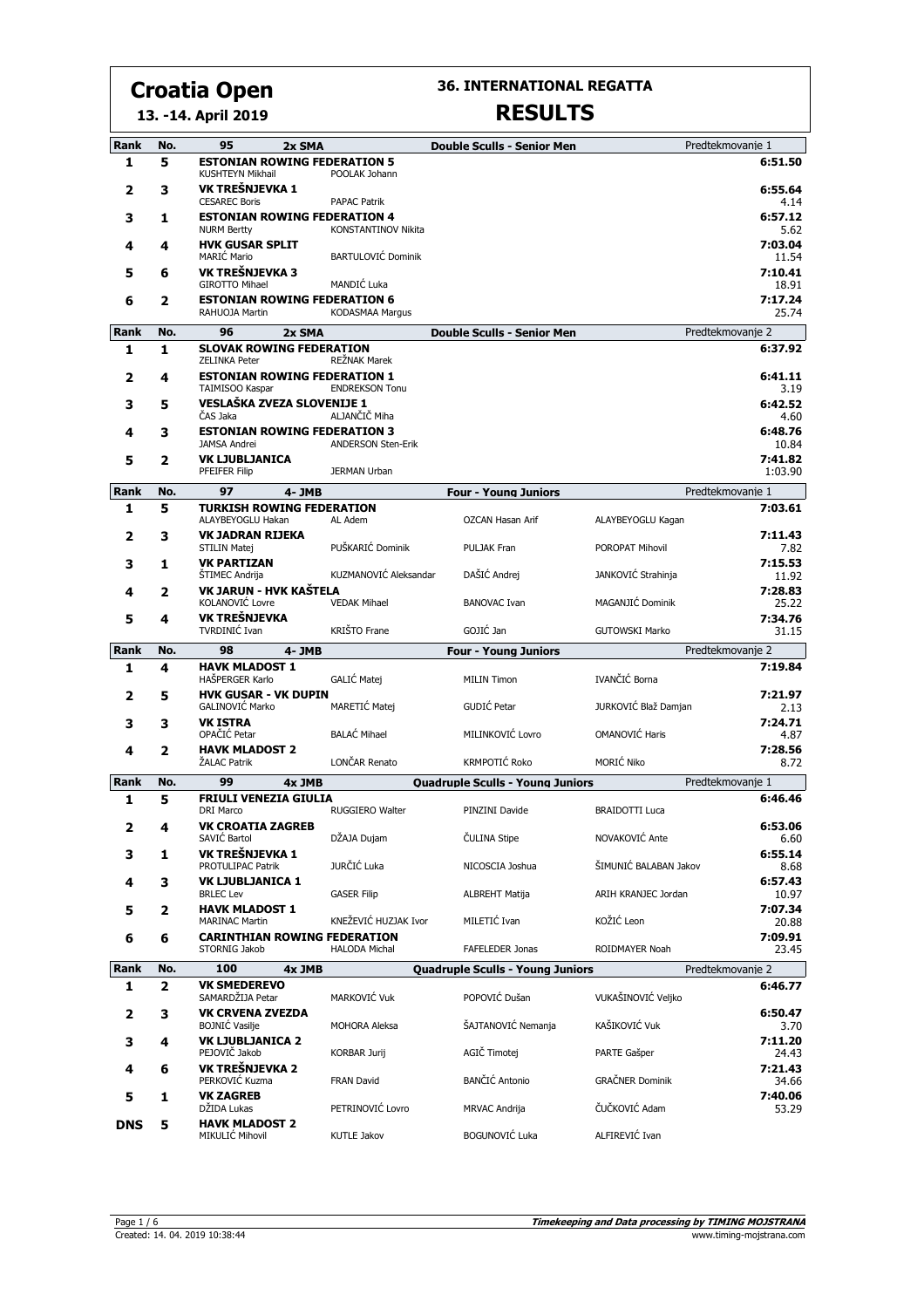# Croatia Open

**13. -14. April 2019**

## 36. INTERNATIONAL REGATTA

## RESULTS

### 95 — 2x SMA — Double Sculls - Senior Men — Predtekmovanje 1

| Rank | No. | Crew | | Time |
|---|---|---|---|---|
| 1 | 5 | **ESTONIAN ROWING FEDERATION 5**<br>KUSHTEYN Mikhail | POOLAK Johann | **6:51.50** |
| 2 | 3 | **VK TREŠNJEVKA 1**<br>CESAREC Boris | PAPAC Patrik | **6:55.64**<br>4.14 |
| 3 | 1 | **ESTONIAN ROWING FEDERATION 4**<br>NURM Bertty | KONSTANTINOV Nikita | **6:57.12**<br>5.62 |
| 4 | 4 | **HVK GUSAR SPLIT**<br>MARIĆ Mario | BARTULOVIĆ Dominik | **7:03.04**<br>11.54 |
| 5 | 6 | **VK TREŠNJEVKA 3**<br>GIROTTO Mihael | MANDIĆ Luka | **7:10.41**<br>18.91 |
| 6 | 2 | **ESTONIAN ROWING FEDERATION 6**<br>RAHUOJA Martin | KODASMAA Margus | **7:17.24**<br>25.74 |

### 96 — 2x SMA — Double Sculls - Senior Men — Predtekmovanje 2

| Rank | No. | Crew | | Time |
|---|---|---|---|---|
| 1 | 1 | **SLOVAK ROWING FEDERATION**<br>ZELINKA Peter | REŽNAK Marek | **6:37.92** |
| 2 | 4 | **ESTONIAN ROWING FEDERATION 1**<br>TAIMISOO Kaspar | ENDREKSON Tonu | **6:41.11**<br>3.19 |
| 3 | 5 | **VESLAŠKA ZVEZA SLOVENIJE 1**<br>ČAS Jaka | ALJANČIČ Miha | **6:42.52**<br>4.60 |
| 4 | 3 | **ESTONIAN ROWING FEDERATION 3**<br>JAMSA Andrei | ANDERSON Sten-Erik | **6:48.76**<br>10.84 |
| 5 | 2 | **VK LJUBLJANICA**<br>PFEIFER Filip | JERMAN Urban | **7:41.82**<br>1:03.90 |

### 97 — 4- JMB — Four - Young Juniors — Predtekmovanje 1

| Rank | No. | Crew | | | | Time |
|---|---|---|---|---|---|---|
| 1 | 5 | **TURKISH ROWING FEDERATION**<br>ALAYBEYOGLU Hakan | AL Adem | OZCAN Hasan Arif | ALAYBEYOGLU Kagan | **7:03.61** |
| 2 | 3 | **VK JADRAN RIJEKA**<br>STILIN Matej | PUŠKARIĆ Dominik | PULJAK Fran | POROPAT Mihovil | **7:11.43**<br>7.82 |
| 3 | 1 | **VK PARTIZAN**<br>ŠTIMEC Andrija | KUZMANOVIĆ Aleksandar | DAŠIĆ Andrej | JANKOVIĆ Strahinja | **7:15.53**<br>11.92 |
| 4 | 2 | **VK JARUN - HVK KAŠTELA**<br>KOLANOVIĆ Lovre | VEDAK Mihael | BANOVAC Ivan | MAGANJIĆ Dominik | **7:28.83**<br>25.22 |
| 5 | 4 | **VK TREŠNJEVKA**<br>TVRDINIĆ Ivan | KRIŠTO Frane | GOJIĆ Jan | GUTOWSKI Marko | **7:34.76**<br>31.15 |

### 98 — 4- JMB — Four - Young Juniors — Predtekmovanje 2

| Rank | No. | Crew | | | | Time |
|---|---|---|---|---|---|---|
| 1 | 4 | **HAVK MLADOST 1**<br>HAŠPERGER Karlo | GALIĆ Matej | MILIN Timon | IVANČIĆ Borna | **7:19.84** |
| 2 | 5 | **HVK GUSAR - VK DUPIN**<br>GALINOVIĆ Marko | MARETIĆ Matej | GUDIĆ Petar | JURKOVIĆ Blaž Damjan | **7:21.97**<br>2.13 |
| 3 | 3 | **VK ISTRA**<br>OPAČIĆ Petar | BALAĆ Mihael | MILINKOVIĆ Lovro | OMANOVIĆ Haris | **7:24.71**<br>4.87 |
| 4 | 2 | **HAVK MLADOST 2**<br>ŽALAC Patrik | LONČAR Renato | KRMPOTIĆ Roko | MORIĆ Niko | **7:28.56**<br>8.72 |

### 99 — 4x JMB — Quadruple Sculls - Young Juniors — Predtekmovanje 1

| Rank | No. | Crew | | | | Time |
|---|---|---|---|---|---|---|
| 1 | 5 | **FRIULI VENEZIA GIULIA**<br>DRI Marco | RUGGIERO Walter | PINZINI Davide | BRAIDOTTI Luca | **6:46.46** |
| 2 | 4 | **VK CROATIA ZAGREB**<br>SAVIĆ Bartol | DŽAJA Dujam | ČULINA Stipe | NOVAKOVIĆ Ante | **6:53.06**<br>6.60 |
| 3 | 1 | **VK TREŠNJEVKA 1**<br>PROTULIPAC Patrik | JURČIĆ Luka | NICOSCIA Joshua | ŠIMUNIĆ BALABAN Jakov | **6:55.14**<br>8.68 |
| 4 | 3 | **VK LJUBLJANICA 1**<br>BRLEC Lev | GASER Filip | ALBREHT Matija | ARIH KRANJEC Jordan | **6:57.43**<br>10.97 |
| 5 | 2 | **HAVK MLADOST 1**<br>MARINAC Martin | KNEŽEVIĆ HUZJAK Ivor | MILETIĆ Ivan | KOŽIĆ Leon | **7:07.34**<br>20.88 |
| 6 | 6 | **CARINTHIAN ROWING FEDERATION**<br>STORNIG Jakob | HALODA Michal | FAFELEDER Jonas | ROIDMAYER Noah | **7:09.91**<br>23.45 |

### 100 — 4x JMB — Quadruple Sculls - Young Juniors — Predtekmovanje 2

| Rank | No. | Crew | | | | Time |
|---|---|---|---|---|---|---|
| 1 | 2 | **VK SMEDEREVO**<br>SAMARDŽIJA Petar | MARKOVIĆ Vuk | POPOVIĆ Dušan | VUKAŠINOVIĆ Veljko | **6:46.77** |
| 2 | 3 | **VK CRVENA ZVEZDA**<br>BOJNIĆ Vasilje | MOHORA Aleksa | ŠAJTANOVIĆ Nemanja | KAŠIKOVIĆ Vuk | **6:50.47**<br>3.70 |
| 3 | 4 | **VK LJUBLJANICA 2**<br>PEJOVIČ Jakob | KORBAR Jurij | AGIČ Timotej | PARTE Gašper | **7:11.20**<br>24.43 |
| 4 | 6 | **VK TREŠNJEVKA 2**<br>PERKOVIĆ Kuzma | FRAN David | BANČIĆ Antonio | GRAČNER Dominik | **7:21.43**<br>34.66 |
| 5 | 1 | **VK ZAGREB**<br>DŽIDA Lukas | PETRINOVIĆ Lovro | MRVAC Andrija | ČUČKOVIĆ Adam | **7:40.06**<br>53.29 |
| DNS | 5 | **HAVK MLADOST 2**<br>MIKULIĆ Mihovil | KUTLE Jakov | BOGUNOVIĆ Luka | ALFIREVIĆ Ivan | |

Created: 14. 04. 2019 10:38:44

*Timekeeping and Data processing by TIMING MOJSTRANA*
www.timing-mojstrana.com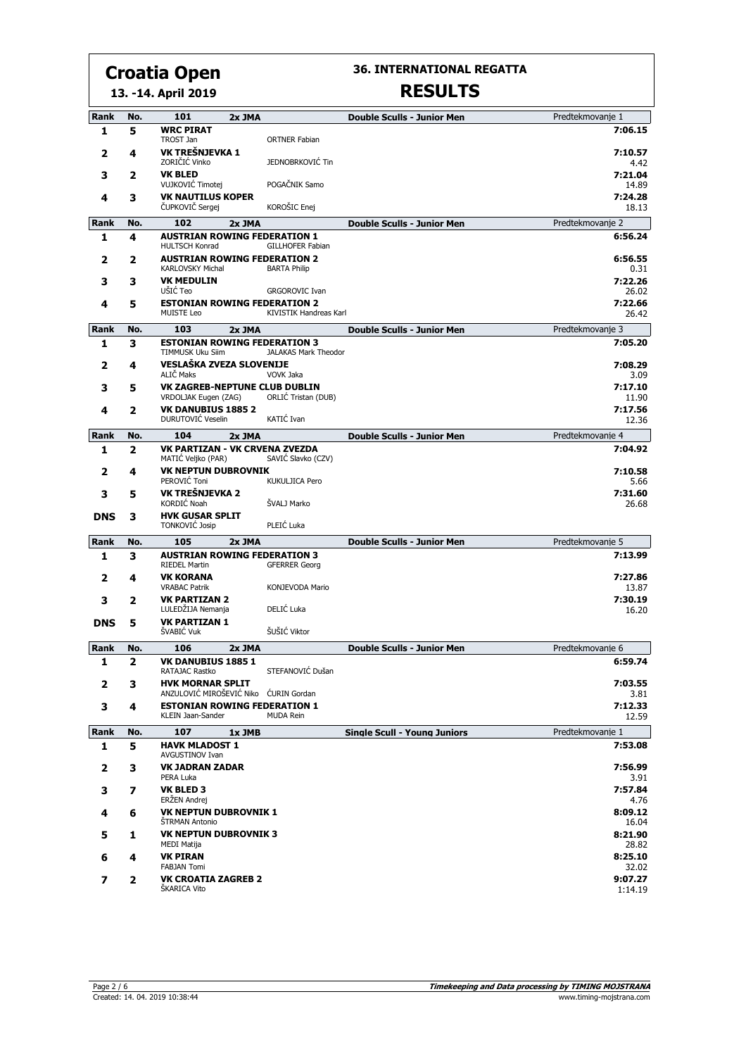# Croatia Open

**13. -14. April 2019**

## 36. INTERNATIONAL REGATTA

## RESULTS

**101 — 2x JMA — Double Sculls - Junior Men — Predtekmovanje 1**

| Rank | No. | Crew | Time | Diff |
|---|---|---|---|---|
| 1 | 5 | **WRC PIRAT** TROST Jan, ORTNER Fabian | 7:06.15 | |
| 2 | 4 | **VK TREŠNJEVKA 1** ZORIČIĆ Vinko, JEDNOBRKOVIĆ Tin | 7:10.57 | 4.42 |
| 3 | 2 | **VK BLED** VUJKOVIĆ Timotej, POGAČNIK Samo | 7:21.04 | 14.89 |
| 4 | 3 | **VK NAUTILUS KOPER** ČUPKOVIČ Sergej, KOROŠIC Enej | 7:24.28 | 18.13 |

**102 — 2x JMA — Double Sculls - Junior Men — Predtekmovanje 2**

| Rank | No. | Crew | Time | Diff |
|---|---|---|---|---|
| 1 | 4 | **AUSTRIAN ROWING FEDERATION 1** HULTSCH Konrad, GILLHOFER Fabian | 6:56.24 | |
| 2 | 2 | **AUSTRIAN ROWING FEDERATION 2** KARLOVSKY Michal, BARTA Philip | 6:56.55 | 0.31 |
| 3 | 3 | **VK MEDULIN** UŠIĆ Teo, GRGOROVIC Ivan | 7:22.26 | 26.02 |
| 4 | 5 | **ESTONIAN ROWING FEDERATION 2** MUISTE Leo, KIVISTIK Handreas Karl | 7:22.66 | 26.42 |

**103 — 2x JMA — Double Sculls - Junior Men — Predtekmovanje 3**

| Rank | No. | Crew | Time | Diff |
|---|---|---|---|---|
| 1 | 3 | **ESTONIAN ROWING FEDERATION 3** TIMMUSK Uku Siim, JALAKAS Mark Theodor | 7:05.20 | |
| 2 | 4 | **VESLAŠKA ZVEZA SLOVENIJE** ALIČ Maks, VOVK Jaka | 7:08.29 | 3.09 |
| 3 | 5 | **VK ZAGREB-NEPTUNE CLUB DUBLIN** VRDOLJAK Eugen (ZAG), ORLIĆ Tristan (DUB) | 7:17.10 | 11.90 |
| 4 | 2 | **VK DANUBIUS 1885 2** DURUTOVIĆ Veselin, KATIĆ Ivan | 7:17.56 | 12.36 |

**104 — 2x JMA — Double Sculls - Junior Men — Predtekmovanje 4**

| Rank | No. | Crew | Time | Diff |
|---|---|---|---|---|
| 1 | 2 | **VK PARTIZAN - VK CRVENA ZVEZDA** MATIĆ Veljko (PAR), SAVIĆ Slavko (CZV) | 7:04.92 | |
| 2 | 4 | **VK NEPTUN DUBROVNIK** PEROVIĆ Toni, KUKULJICA Pero | 7:10.58 | 5.66 |
| 3 | 5 | **VK TREŠNJEVKA 2** KORDIĆ Noah, ŠVALJ Marko | 7:31.60 | 26.68 |
| DNS | 3 | **HVK GUSAR SPLIT** TONKOVIĆ Josip, PLEIĆ Luka | | |

**105 — 2x JMA — Double Sculls - Junior Men — Predtekmovanje 5**

| Rank | No. | Crew | Time | Diff |
|---|---|---|---|---|
| 1 | 3 | **AUSTRIAN ROWING FEDERATION 3** RIEDEL Martin, GFERRER Georg | 7:13.99 | |
| 2 | 4 | **VK KORANA** VRABAC Patrik, KONJEVODA Mario | 7:27.86 | 13.87 |
| 3 | 2 | **VK PARTIZAN 2** LULEDŽIJA Nemanja, DELIĆ Luka | 7:30.19 | 16.20 |
| DNS | 5 | **VK PARTIZAN 1** ŠVABIĆ Vuk, ŠUŠIĆ Viktor | | |

**106 — 2x JMA — Double Sculls - Junior Men — Predtekmovanje 6**

| Rank | No. | Crew | Time | Diff |
|---|---|---|---|---|
| 1 | 2 | **VK DANUBIUS 1885 1** RATAJAC Rastko, STEFANOVIĆ Dušan | 6:59.74 | |
| 2 | 3 | **HVK MORNAR SPLIT** ANZULOVIĆ MIROŠEVIĆ Niko, ĆURIN Gordan | 7:03.55 | 3.81 |
| 3 | 4 | **ESTONIAN ROWING FEDERATION 1** KLEIN Jaan-Sander, MUDA Rein | 7:12.33 | 12.59 |

**107 — 1x JMB — Single Scull - Young Juniors — Predtekmovanje 1**

| Rank | No. | Crew | Time | Diff |
|---|---|---|---|---|
| 1 | 5 | **HAVK MLADOST 1** AVGUSTINOV Ivan | 7:53.08 | |
| 2 | 3 | **VK JADRAN ZADAR** PERA Luka | 7:56.99 | 3.91 |
| 3 | 7 | **VK BLED 3** ERŽEN Andrej | 7:57.84 | 4.76 |
| 4 | 6 | **VK NEPTUN DUBROVNIK 1** ŠTRMAN Antonio | 8:09.12 | 16.04 |
| 5 | 1 | **VK NEPTUN DUBROVNIK 3** MEDI Matija | 8:21.90 | 28.82 |
| 6 | 4 | **VK PIRAN** FABJAN Tomi | 8:25.10 | 32.02 |
| 7 | 2 | **VK CROATIA ZAGREB 2** ŠKARICA Vito | 9:07.27 | 1:14.19 |

Created: 14. 04. 2019 10:38:44

*Timekeeping and Data processing by TIMING MOJSTRANA*
www.timing-mojstrana.com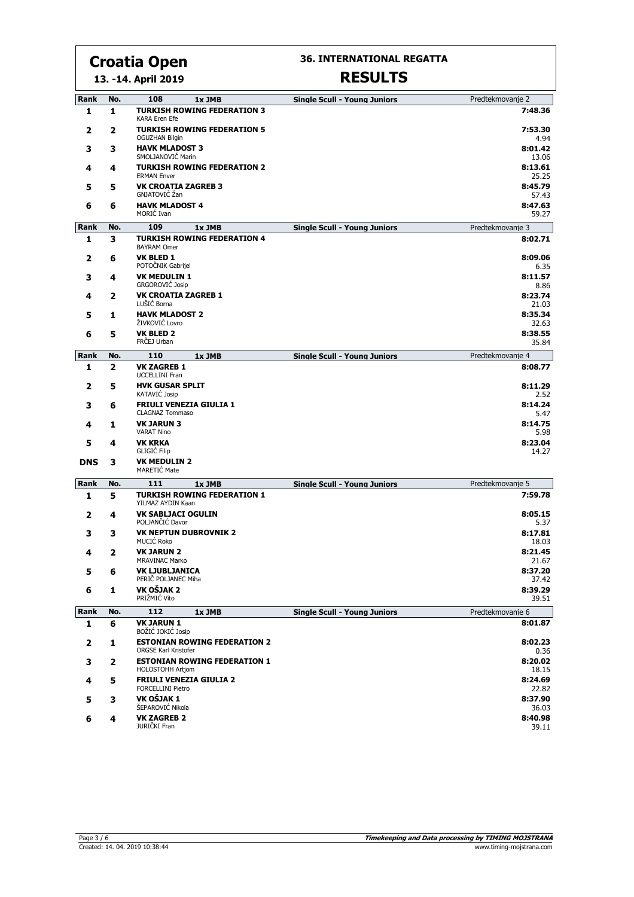# Croatia Open

**13. -14. April 2019**

## 36. INTERNATIONAL REGATTA

## RESULTS

| Rank | No. | 108 1x JMB | Single Scull - Young Juniors | Predtekmovanje 2 |
|---|---|---|---|---|
| 1 | 1 | **TURKISH ROWING FEDERATION 3**<br>KARA Eren Efe | | **7:48.36** |
| 2 | 2 | **TURKISH ROWING FEDERATION 5**<br>OGUZHAN Bilgin | | **7:53.30**<br>4.94 |
| 3 | 3 | **HAVK MLADOST 3**<br>SMOLJANOVIĆ Marin | | **8:01.42**<br>13.06 |
| 4 | 4 | **TURKISH ROWING FEDERATION 2**<br>ERMAN Enver | | **8:13.61**<br>25.25 |
| 5 | 5 | **VK CROATIA ZAGREB 3**<br>GNJATOVIĆ Žan | | **8:45.79**<br>57.43 |
| 6 | 6 | **HAVK MLADOST 4**<br>MORIĆ Ivan | | **8:47.63**<br>59.27 |

| Rank | No. | 109 1x JMB | Single Scull - Young Juniors | Predtekmovanje 3 |
|---|---|---|---|---|
| 1 | 3 | **TURKISH ROWING FEDERATION 4**<br>BAYRAM Omer | | **8:02.71** |
| 2 | 6 | **VK BLED 1**<br>POTOČNIK Gabrijel | | **8:09.06**<br>6.35 |
| 3 | 4 | **VK MEDULIN 1**<br>GRGOROVIĆ Josip | | **8:11.57**<br>8.86 |
| 4 | 2 | **VK CROATIA ZAGREB 1**<br>LUŠIĆ Borna | | **8:23.74**<br>21.03 |
| 5 | 1 | **HAVK MLADOST 2**<br>ŽIVKOVIĆ Lovro | | **8:35.34**<br>32.63 |
| 6 | 5 | **VK BLED 2**<br>FRČEJ Urban | | **8:38.55**<br>35.84 |

| Rank | No. | 110 1x JMB | Single Scull - Young Juniors | Predtekmovanje 4 |
|---|---|---|---|---|
| 1 | 2 | **VK ZAGREB 1**<br>UCCELLINI Fran | | **8:08.77** |
| 2 | 5 | **HVK GUSAR SPLIT**<br>KATAVIĆ Josip | | **8:11.29**<br>2.52 |
| 3 | 6 | **FRIULI VENEZIA GIULIA 1**<br>CLAGNAZ Tommaso | | **8:14.24**<br>5.47 |
| 4 | 1 | **VK JARUN 3**<br>VARAT Nino | | **8:14.75**<br>5.98 |
| 5 | 4 | **VK KRKA**<br>GLIGIĆ Filip | | **8:23.04**<br>14.27 |
| DNS | 3 | **VK MEDULIN 2**<br>MARETIĆ Mate | | |

| Rank | No. | 111 1x JMB | Single Scull - Young Juniors | Predtekmovanje 5 |
|---|---|---|---|---|
| 1 | 5 | **TURKISH ROWING FEDERATION 1**<br>YILMAZ AYDIN Kaan | | **7:59.78** |
| 2 | 4 | **VK SABLJACI OGULIN**<br>POLJANČIĆ Davor | | **8:05.15**<br>5.37 |
| 3 | 3 | **VK NEPTUN DUBROVNIK 2**<br>MUCIĆ Roko | | **8:17.81**<br>18.03 |
| 4 | 2 | **VK JARUN 2**<br>MRAVINAC Marko | | **8:21.45**<br>21.67 |
| 5 | 6 | **VK LJUBLJANICA**<br>PERIČ POLJANEC Miha | | **8:37.20**<br>37.42 |
| 6 | 1 | **VK OŠJAK 2**<br>PRIŽMIĆ Vito | | **8:39.29**<br>39.51 |

| Rank | No. | 112 1x JMB | Single Scull - Young Juniors | Predtekmovanje 6 |
|---|---|---|---|---|
| 1 | 6 | **VK JARUN 1**<br>BOŽIĆ JOKIĆ Josip | | **8:01.87** |
| 2 | 1 | **ESTONIAN ROWING FEDERATION 2**<br>ORGSE Karl Kristofer | | **8:02.23**<br>0.36 |
| 3 | 2 | **ESTONIAN ROWING FEDERATION 1**<br>HOLOSTOHH Artjom | | **8:20.02**<br>18.15 |
| 4 | 5 | **FRIULI VENEZIA GIULIA 2**<br>FORCELLINI Pietro | | **8:24.69**<br>22.82 |
| 5 | 3 | **VK OŠJAK 1**<br>ŠEPAROVIĆ Nikola | | **8:37.90**<br>36.03 |
| 6 | 4 | **VK ZAGREB 2**<br>JURIČKI Fran | | **8:40.98**<br>39.11 |

Created: 14. 04. 2019 10:38:44

*Timekeeping and Data processing by TIMING MOJSTRANA*
www.timing-mojstrana.com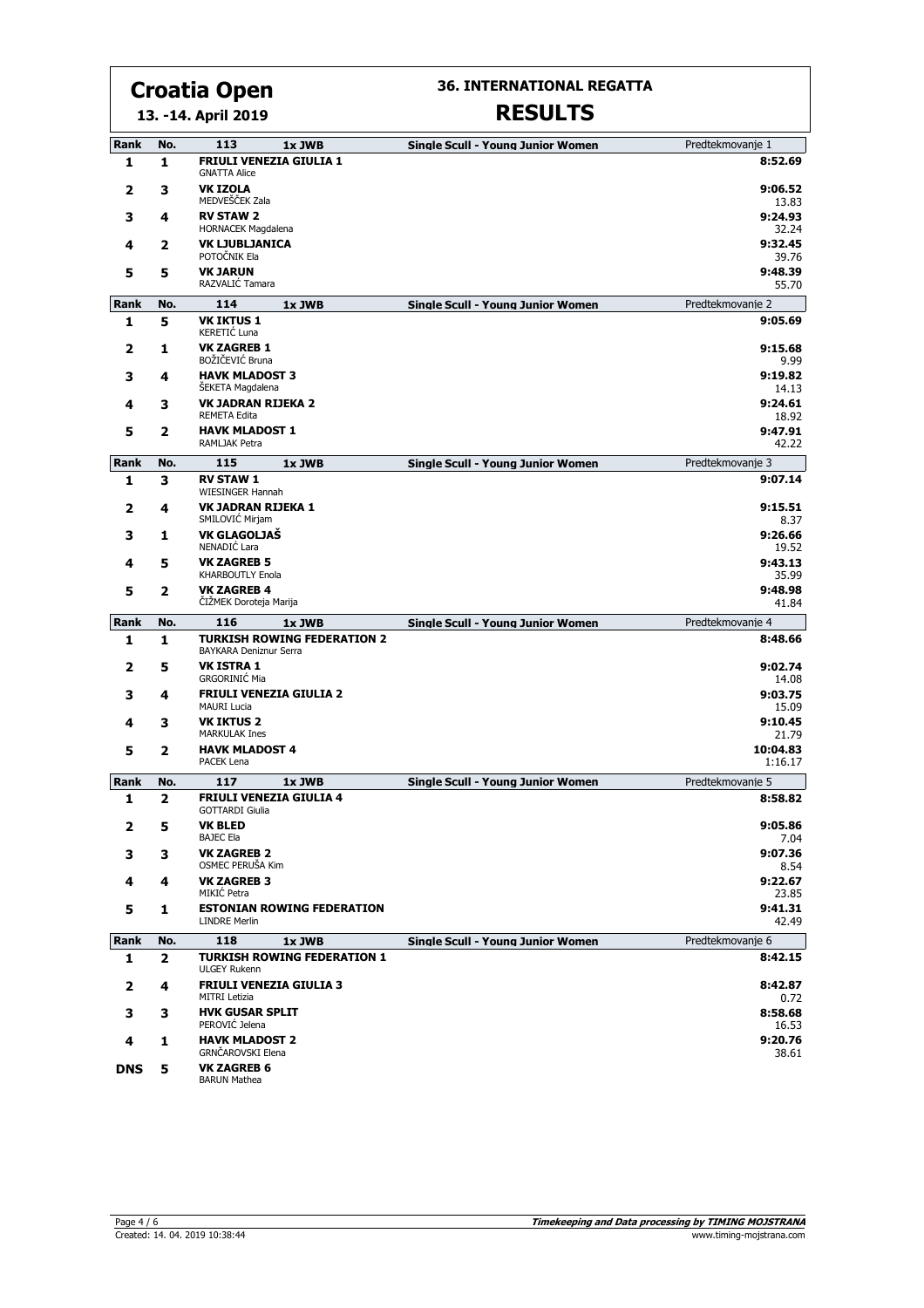# Croatia Open

**13. -14. April 2019**

## 36. INTERNATIONAL REGATTA

## RESULTS

| Rank | No. | 113 1x JWB | Single Scull - Young Junior Women | Predtekmovanje 1 |
|---|---|---|---|---|
| 1 | 1 | **FRIULI VENEZIA GIULIA 1** GNATTA Alice | | **8:52.69** |
| 2 | 3 | **VK IZOLA** MEDVEŠČEK Zala | | **9:06.52** 13.83 |
| 3 | 4 | **RV STAW 2** HORNACEK Magdalena | | **9:24.93** 32.24 |
| 4 | 2 | **VK LJUBLJANICA** POTOČNIK Ela | | **9:32.45** 39.76 |
| 5 | 5 | **VK JARUN** RAZVALIĆ Tamara | | **9:48.39** 55.70 |

| Rank | No. | 114 1x JWB | Single Scull - Young Junior Women | Predtekmovanje 2 |
|---|---|---|---|---|
| 1 | 5 | **VK IKTUS 1** KERETIĆ Luna | | **9:05.69** |
| 2 | 1 | **VK ZAGREB 1** BOŽIČEVIĆ Bruna | | **9:15.68** 9.99 |
| 3 | 4 | **HAVK MLADOST 3** ŠEKETA Magdalena | | **9:19.82** 14.13 |
| 4 | 3 | **VK JADRAN RIJEKA 2** REMETA Edita | | **9:24.61** 18.92 |
| 5 | 2 | **HAVK MLADOST 1** RAMLJAK Petra | | **9:47.91** 42.22 |

| Rank | No. | 115 1x JWB | Single Scull - Young Junior Women | Predtekmovanje 3 |
|---|---|---|---|---|
| 1 | 3 | **RV STAW 1** WIESINGER Hannah | | **9:07.14** |
| 2 | 4 | **VK JADRAN RIJEKA 1** SMILOVIĆ Mirjam | | **9:15.51** 8.37 |
| 3 | 1 | **VK GLAGOLJAŠ** NENADIĆ Lara | | **9:26.66** 19.52 |
| 4 | 5 | **VK ZAGREB 5** KHARBOUTLY Enola | | **9:43.13** 35.99 |
| 5 | 2 | **VK ZAGREB 4** ČIŽMEK Doroteja Marija | | **9:48.98** 41.84 |

| Rank | No. | 116 1x JWB | Single Scull - Young Junior Women | Predtekmovanje 4 |
|---|---|---|---|---|
| 1 | 1 | **TURKISH ROWING FEDERATION 2** BAYKARA Deniznur Serra | | **8:48.66** |
| 2 | 5 | **VK ISTRA 1** GRGORINIĆ Mia | | **9:02.74** 14.08 |
| 3 | 4 | **FRIULI VENEZIA GIULIA 2** MAURI Lucia | | **9:03.75** 15.09 |
| 4 | 3 | **VK IKTUS 2** MARKULAK Ines | | **9:10.45** 21.79 |
| 5 | 2 | **HAVK MLADOST 4** PACEK Lena | | **10:04.83** 1:16.17 |

| Rank | No. | 117 1x JWB | Single Scull - Young Junior Women | Predtekmovanje 5 |
|---|---|---|---|---|
| 1 | 2 | **FRIULI VENEZIA GIULIA 4** GOTTARDI Giulia | | **8:58.82** |
| 2 | 5 | **VK BLED** BAJEC Ela | | **9:05.86** 7.04 |
| 3 | 3 | **VK ZAGREB 2** OSMEC PERUŠA Kim | | **9:07.36** 8.54 |
| 4 | 4 | **VK ZAGREB 3** MIKIĆ Petra | | **9:22.67** 23.85 |
| 5 | 1 | **ESTONIAN ROWING FEDERATION** LINDRE Merlin | | **9:41.31** 42.49 |

| Rank | No. | 118 1x JWB | Single Scull - Young Junior Women | Predtekmovanje 6 |
|---|---|---|---|---|
| 1 | 2 | **TURKISH ROWING FEDERATION 1** ULGEY Rukenn | | **8:42.15** |
| 2 | 4 | **FRIULI VENEZIA GIULIA 3** MITRI Letizia | | **8:42.87** 0.72 |
| 3 | 3 | **HVK GUSAR SPLIT** PEROVIĆ Jelena | | **8:58.68** 16.53 |
| 4 | 1 | **HAVK MLADOST 2** GRNČAROVSKI Elena | | **9:20.76** 38.61 |
| DNS | 5 | **VK ZAGREB 6** BARUN Mathea | | |

Created: 14. 04. 2019 10:38:44

*Timekeeping and Data processing by TIMING MOJSTRANA*
www.timing-mojstrana.com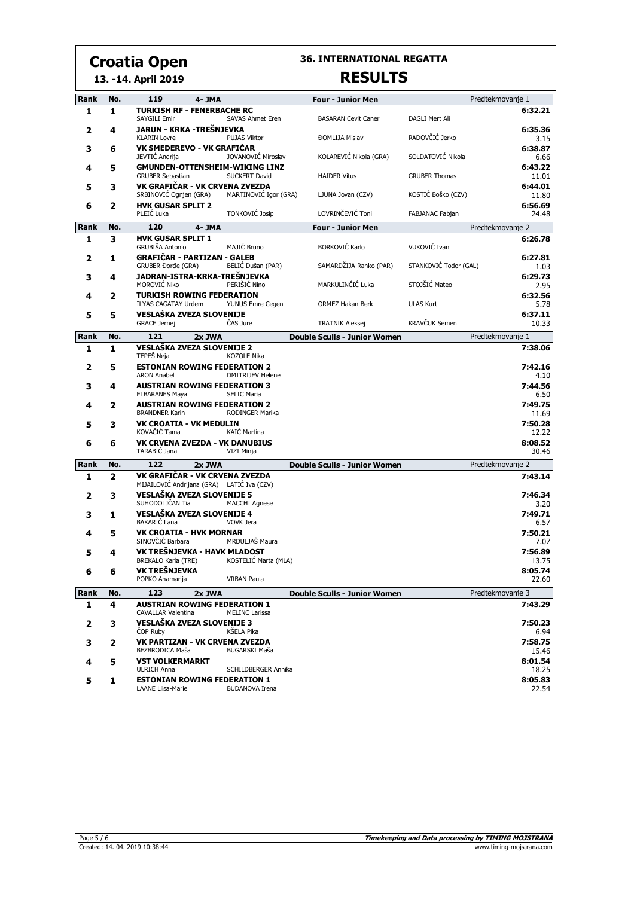# Croatia Open

**13. -14. April 2019**

## 36. INTERNATIONAL REGATTA

## RESULTS

### 119 4- JMA — Four - Junior Men — Predtekmovanje 1

| Rank | No. | Crew | | | | Time |
|---|---|---|---|---|---|---|
| 1 | 1 | **TURKISH RF - FENERBACHE RC** | | | | **6:32.21** |
| | | SAYGILI Emir | SAVAS Ahmet Eren | BASARAN Cevit Caner | DAGLI Mert Ali | |
| 2 | 4 | **JARUN - KRKA -TREŠNJEVKA** | | | | **6:35.36** |
| | | KLARIN Lovre | PUJAS Viktor | ĐOMLIJA Mislav | RADOVČIĆ Jerko | 3.15 |
| 3 | 6 | **VK SMEDEREVO - VK GRAFIČAR** | | | | **6:38.87** |
| | | JEVTIĆ Andrija | JOVANOVIĆ Miroslav | KOLAREVIĆ Nikola (GRA) | SOLDATOVIĆ Nikola | 6.66 |
| 4 | 5 | **GMUNDEN-OTTENSHEIM-WIKING LINZ** | | | | **6:43.22** |
| | | GRUBER Sebastian | SUCKERT David | HAIDER Vitus | GRUBER Thomas | 11.01 |
| 5 | 3 | **VK GRAFIČAR - VK CRVENA ZVEZDA** | | | | **6:44.01** |
| | | SRBINOVIĆ Ognjen (GRA) | MARTINOVIĆ Igor (GRA) | LJUNA Jovan (CZV) | KOSTIĆ Boško (CZV) | 11.80 |
| 6 | 2 | **HVK GUSAR SPLIT 2** | | | | **6:56.69** |
| | | PLEIĆ Luka | TONKOVIĆ Josip | LOVRINČEVIĆ Toni | FABJANAC Fabjan | 24.48 |

### 120 4- JMA — Four - Junior Men — Predtekmovanje 2

| Rank | No. | Crew | | | | Time |
|---|---|---|---|---|---|---|
| 1 | 3 | **HVK GUSAR SPLIT 1** | | | | **6:26.78** |
| | | GRUBIŠA Antonio | MAJIĆ Bruno | BORKOVIĆ Karlo | VUKOVIĆ Ivan | |
| 2 | 1 | **GRAFIČAR - PARTIZAN - GALEB** | | | | **6:27.81** |
| | | GRUBER Đorđe (GRA) | BELIĆ Dušan (PAR) | SAMARDŽIJA Ranko (PAR) | STANKOVIĆ Todor (GAL) | 1.03 |
| 3 | 4 | **JADRAN-ISTRA-KRKA-TREŠNJEVKA** | | | | **6:29.73** |
| | | MOROVIĆ Niko | PERIŠIĆ Nino | MARKULINČIĆ Luka | STOJŠIĆ Mateo | 2.95 |
| 4 | 2 | **TURKISH ROWING FEDERATION** | | | | **6:32.56** |
| | | ILYAS CAGATAY Urdem | YUNUS Emre Cegen | ORMEZ Hakan Berk | ULAS Kurt | 5.78 |
| 5 | 5 | **VESLAŠKA ZVEZA SLOVENIJE** | | | | **6:37.11** |
| | | GRACE Jernej | ČAS Jure | TRATNIK Aleksej | KRAVČUK Semen | 10.33 |

### 121 2x JWA — Double Sculls - Junior Women — Predtekmovanje 1

| Rank | No. | Crew | | Time |
|---|---|---|---|---|
| 1 | 1 | **VESLAŠKA ZVEZA SLOVENIJE 2** | | **7:38.06** |
| | | TEPEŠ Neja | KOZOLE Nika | |
| 2 | 5 | **ESTONIAN ROWING FEDERATION 2** | | **7:42.16** |
| | | ARON Anabel | DMITRIJEV Helene | 4.10 |
| 3 | 4 | **AUSTRIAN ROWING FEDERATION 3** | | **7:44.56** |
| | | ELBARANES Maya | SELIC Maria | 6.50 |
| 4 | 2 | **AUSTRIAN ROWING FEDERATION 2** | | **7:49.75** |
| | | BRANDNER Karin | RODINGER Marika | 11.69 |
| 5 | 3 | **VK CROATIA - VK MEDULIN** | | **7:50.28** |
| | | KOVAČIĆ Tama | KAIĆ Martina | 12.22 |
| 6 | 6 | **VK CRVENA ZVEZDA - VK DANUBIUS** | | **8:08.52** |
| | | TARABIĆ Jana | VIZI Minja | 30.46 |

### 122 2x JWA — Double Sculls - Junior Women — Predtekmovanje 2

| Rank | No. | Crew | | Time |
|---|---|---|---|---|
| 1 | 2 | **VK GRAFIČAR - VK CRVENA ZVEZDA** | | **7:43.14** |
| | | MIJAILOVIĆ Andrijana (GRA) | LATIĆ Iva (CZV) | |
| 2 | 3 | **VESLAŠKA ZVEZA SLOVENIJE 5** | | **7:46.34** |
| | | SUHODOLJČAN Tia | MACCHI Agnese | 3.20 |
| 3 | 1 | **VESLAŠKA ZVEZA SLOVENIJE 4** | | **7:49.71** |
| | | BAKARIČ Lana | VOVK Jera | 6.57 |
| 4 | 5 | **VK CROATIA - HVK MORNAR** | | **7:50.21** |
| | | SINOVČIĆ Barbara | MRDULJAŠ Maura | 7.07 |
| 5 | 4 | **VK TREŠNJEVKA - HAVK MLADOST** | | **7:56.89** |
| | | BREKALO Karla (TRE) | KOSTELIĆ Marta (MLA) | 13.75 |
| 6 | 6 | **VK TREŠNJEVKA** | | **8:05.74** |
| | | POPKO Anamarija | VRBAN Paula | 22.60 |

### 123 2x JWA — Double Sculls - Junior Women — Predtekmovanje 3

| Rank | No. | Crew | | Time |
|---|---|---|---|---|
| 1 | 4 | **AUSTRIAN ROWING FEDERATION 1** | | **7:43.29** |
| | | CAVALLAR Valentina | MELINC Larissa | |
| 2 | 3 | **VESLAŠKA ZVEZA SLOVENIJE 3** | | **7:50.23** |
| | | ČOP Ruby | KŠELA Pika | 6.94 |
| 3 | 2 | **VK PARTIZAN - VK CRVENA ZVEZDA** | | **7:58.75** |
| | | BEZBRODICA Maša | BUGARSKI Maša | 15.46 |
| 4 | 5 | **VST VOLKERMARKT** | | **8:01.54** |
| | | ULRICH Anna | SCHILDBERGER Annika | 18.25 |
| 5 | 1 | **ESTONIAN ROWING FEDERATION 1** | | **8:05.83** |
| | | LAANE Liisa-Marie | BUDANOVA Irena | 22.54 |

Created: 14. 04. 2019 10:38:44

*Timekeeping and Data processing by TIMING MOJSTRANA*
www.timing-mojstrana.com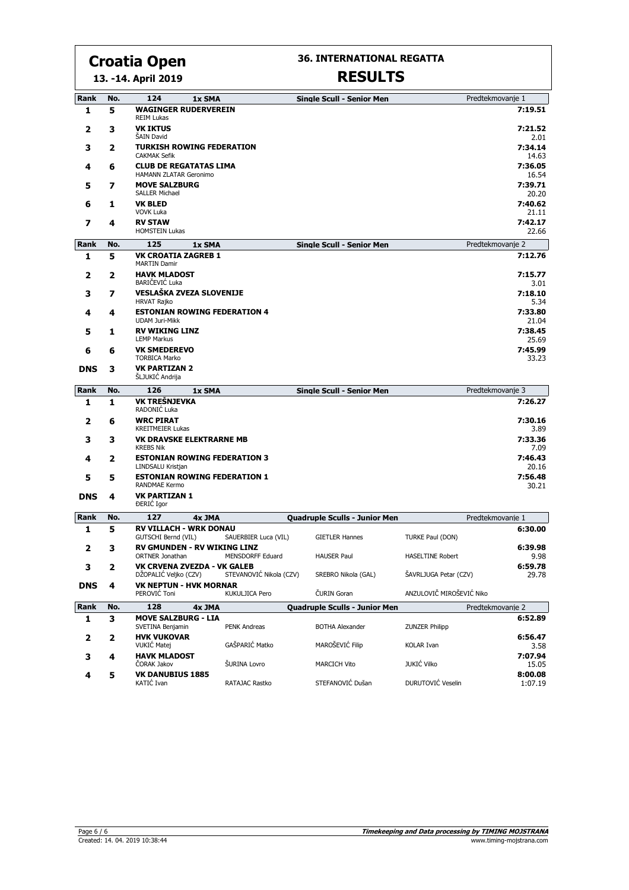# Croatia Open

**13. -14. April 2019**

## 36. INTERNATIONAL REGATTA

## RESULTS

| Rank | No. | 124 1x SMA | Single Scull - Senior Men | Predtekmovanje 1 |
|---|---|---|---|---|
| 1 | 5 | **WAGINGER RUDERVEREIN** REIM Lukas | | **7:19.51** |
| 2 | 3 | **VK IKTUS** ŠAIN David | | **7:21.52** 2.01 |
| 3 | 2 | **TURKISH ROWING FEDERATION** CAKMAK Sefik | | **7:34.14** 14.63 |
| 4 | 6 | **CLUB DE REGATATAS LIMA** HAMANN ZLATAR Geronimo | | **7:36.05** 16.54 |
| 5 | 7 | **MOVE SALZBURG** SALLER Michael | | **7:39.71** 20.20 |
| 6 | 1 | **VK BLED** VOVK Luka | | **7:40.62** 21.11 |
| 7 | 4 | **RV STAW** HOMSTEIN Lukas | | **7:42.17** 22.66 |

| Rank | No. | 125 1x SMA | Single Scull - Senior Men | Predtekmovanje 2 |
|---|---|---|---|---|
| 1 | 5 | **VK CROATIA ZAGREB 1** MARTIN Damir | | **7:12.76** |
| 2 | 2 | **HAVK MLADOST** BARIČEVIĆ Luka | | **7:15.77** 3.01 |
| 3 | 7 | **VESLAŠKA ZVEZA SLOVENIJE** HRVAT Rajko | | **7:18.10** 5.34 |
| 4 | 4 | **ESTONIAN ROWING FEDERATION 4** UDAM Juri-Mikk | | **7:33.80** 21.04 |
| 5 | 1 | **RV WIKING LINZ** LEMP Markus | | **7:38.45** 25.69 |
| 6 | 6 | **VK SMEDEREVO** TORBICA Marko | | **7:45.99** 33.23 |
| DNS | 3 | **VK PARTIZAN 2** ŠLJUKIĆ Andrija | | |

| Rank | No. | 126 1x SMA | Single Scull - Senior Men | Predtekmovanje 3 |
|---|---|---|---|---|
| 1 | 1 | **VK TREŠNJEVKA** RADONIĆ Luka | | **7:26.27** |
| 2 | 6 | **WRC PIRAT** KREITMEIER Lukas | | **7:30.16** 3.89 |
| 3 | 3 | **VK DRAVSKE ELEKTRARNE MB** KREBS Nik | | **7:33.36** 7.09 |
| 4 | 2 | **ESTONIAN ROWING FEDERATION 3** LINDSALU Kristjan | | **7:46.43** 20.16 |
| 5 | 5 | **ESTONIAN ROWING FEDERATION 1** RANDMAE Kermo | | **7:56.48** 30.21 |
| DNS | 4 | **VK PARTIZAN 1** ĐERIĆ Igor | | |

| Rank | No. | 127 4x JMA | | Quadruple Sculls - Junior Men | | Predtekmovanje 1 |
|---|---|---|---|---|---|---|
| 1 | 5 | **RV VILLACH - WRK DONAU** GUTSCHI Bernd (VIL) | SAUERBIER Luca (VIL) | GIETLER Hannes | TURKE Paul (DON) | **6:30.00** |
| 2 | 3 | **RV GMUNDEN - RV WIKING LINZ** ORTNER Jonathan | MENSDORFF Eduard | HAUSER Paul | HASELTINE Robert | **6:39.98** 9.98 |
| 3 | 2 | **VK CRVENA ZVEZDA - VK GALEB** DŽOPALIĆ Veljko (CZV) | STEVANOVIĆ Nikola (CZV) | SREBRO Nikola (GAL) | ŠAVRLJUGA Petar (CZV) | **6:59.78** 29.78 |
| DNS | 4 | **VK NEPTUN - HVK MORNAR** PEROVIĆ Toni | KUKULJICA Pero | ČURIN Goran | ANZULOVIČ MIROŠEVIĆ Niko | |

| Rank | No. | 128 4x JMA | | Quadruple Sculls - Junior Men | | Predtekmovanje 2 |
|---|---|---|---|---|---|---|
| 1 | 3 | **MOVE SALZBURG - LIA** SVETINA Benjamin | PENK Andreas | BOTHA Alexander | ZUNZER Philipp | **6:52.89** |
| 2 | 2 | **HVK VUKOVAR** VUKIĆ Matej | GAŠPARIĆ Matko | MAROŠEVIĆ Filip | KOLAR Ivan | **6:56.47** 3.58 |
| 3 | 4 | **HAVK MLADOST** ČORAK Jakov | ŠURINA Lovro | MARCICH Vito | JUKIĆ Vilko | **7:07.94** 15.05 |
| 4 | 5 | **VK DANUBIUS 1885** KATIĆ Ivan | RATAJAC Rastko | STEFANOVIĆ Dušan | DURUTOVIĆ Veselin | **8:00.08** 1:07.19 |

Created: 14. 04. 2019 10:38:44

*Timekeeping and Data processing by TIMING MOJSTRANA*
www.timing-mojstrana.com